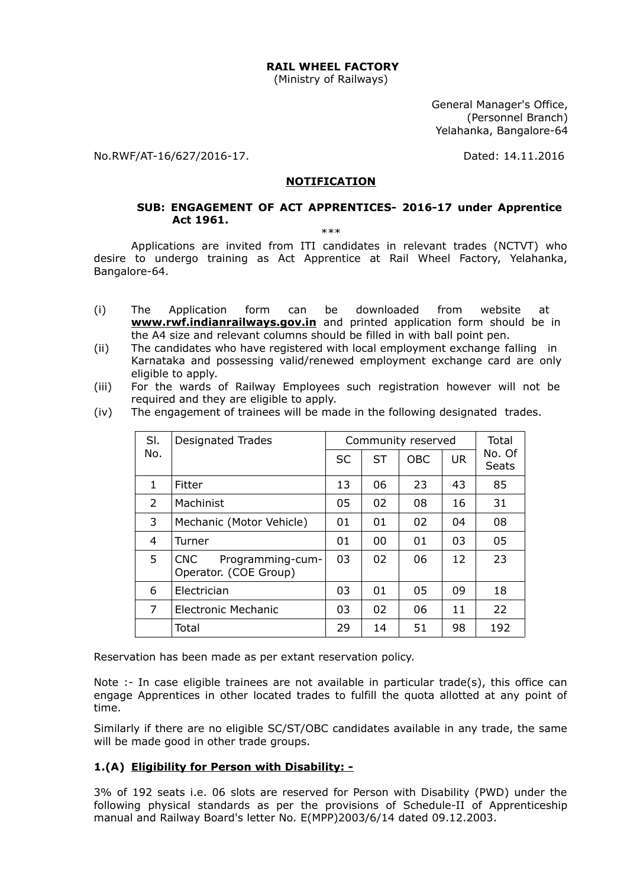**RAIL WHEEL FACTORY**
(Ministry of Railways)

General Manager's Office,
(Personnel Branch)
Yelahanka, Bangalore-64

No.RWF/AT-16/627/2016-17. Dated: 14.11.2016

## NOTIFICATION

### SUB: ENGAGEMENT OF ACT APPRENTICES- 2016-17 under Apprentice Act 1961.

***

Applications are invited from ITI candidates in relevant trades (NCTVT) who desire to undergo training as Act Apprentice at Rail Wheel Factory, Yelahanka, Bangalore-64.

(i) The Application form can be downloaded from website at **www.rwf.indianrailways.gov.in** and printed application form should be in the A4 size and relevant columns should be filled in with ball point pen.

(ii) The candidates who have registered with local employment exchange falling in Karnataka and possessing valid/renewed employment exchange card are only eligible to apply.

(iii) For the wards of Railway Employees such registration however will not be required and they are eligible to apply.

(iv) The engagement of trainees will be made in the following designated trades.

| Sl. No. | Designated Trades | Community reserved | | | | Total No. Of Seats |
|---|---|---|---|---|---|---|
| | | SC | ST | OBC | UR | |
| 1 | Fitter | 13 | 06 | 23 | 43 | 85 |
| 2 | Machinist | 05 | 02 | 08 | 16 | 31 |
| 3 | Mechanic (Motor Vehicle) | 01 | 01 | 02 | 04 | 08 |
| 4 | Turner | 01 | 00 | 01 | 03 | 05 |
| 5 | CNC Programming-cum-Operator. (COE Group) | 03 | 02 | 06 | 12 | 23 |
| 6 | Electrician | 03 | 01 | 05 | 09 | 18 |
| 7 | Electronic Mechanic | 03 | 02 | 06 | 11 | 22 |
| | Total | 29 | 14 | 51 | 98 | 192 |

Reservation has been made as per extant reservation policy.

Note :- In case eligible trainees are not available in particular trade(s), this office can engage Apprentices in other located trades to fulfill the quota allotted at any point of time.

Similarly if there are no eligible SC/ST/OBC candidates available in any trade, the same will be made good in other trade groups.

### 1.(A) Eligibility for Person with Disability: -

3% of 192 seats i.e. 06 slots are reserved for Person with Disability (PWD) under the following physical standards as per the provisions of Schedule-II of Apprenticeship manual and Railway Board's letter No. E(MPP)2003/6/14 dated 09.12.2003.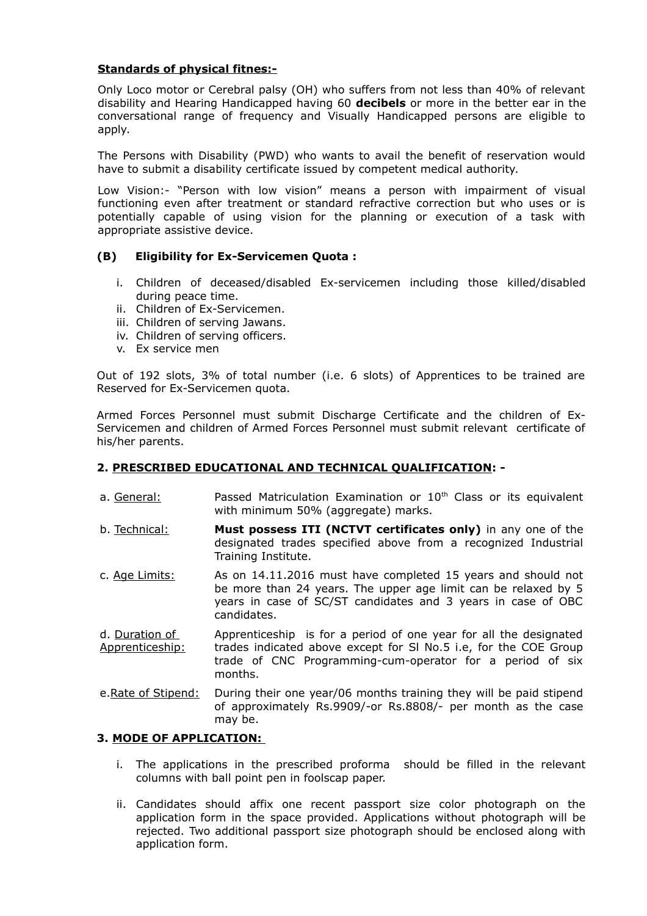**Standards of physical fitnes:-**

Only Loco motor or Cerebral palsy (OH) who suffers from not less than 40% of relevant disability and Hearing Handicapped having 60 **decibels** or more in the better ear in the conversational range of frequency and Visually Handicapped persons are eligible to apply.

The Persons with Disability (PWD) who wants to avail the benefit of reservation would have to submit a disability certificate issued by competent medical authority.

Low Vision:- "Person with low vision" means a person with impairment of visual functioning even after treatment or standard refractive correction but who uses or is potentially capable of using vision for the planning or execution of a task with appropriate assistive device.

**(B) Eligibility for Ex-Servicemen Quota :**

i. Children of deceased/disabled Ex-servicemen including those killed/disabled during peace time.
ii. Children of Ex-Servicemen.
iii. Children of serving Jawans.
iv. Children of serving officers.
v. Ex service men

Out of 192 slots, 3% of total number (i.e. 6 slots) of Apprentices to be trained are Reserved for Ex-Servicemen quota.

Armed Forces Personnel must submit Discharge Certificate and the children of Ex-Servicemen and children of Armed Forces Personnel must submit relevant certificate of his/her parents.

**2. PRESCRIBED EDUCATIONAL AND TECHNICAL QUALIFICATION: -**

a. General: Passed Matriculation Examination or 10th Class or its equivalent with minimum 50% (aggregate) marks.

b. Technical: **Must possess ITI (NCTVT certificates only)** in any one of the designated trades specified above from a recognized Industrial Training Institute.

c. Age Limits: As on 14.11.2016 must have completed 15 years and should not be more than 24 years. The upper age limit can be relaxed by 5 years in case of SC/ST candidates and 3 years in case of OBC candidates.

d. Duration of Apprenticeship: Apprenticeship is for a period of one year for all the designated trades indicated above except for Sl No.5 i.e, for the COE Group trade of CNC Programming-cum-operator for a period of six months.

e. Rate of Stipend: During their one year/06 months training they will be paid stipend of approximately Rs.9909/-or Rs.8808/- per month as the case may be.

**3. MODE OF APPLICATION:**

i. The applications in the prescribed proforma should be filled in the relevant columns with ball point pen in foolscap paper.

ii. Candidates should affix one recent passport size color photograph on the application form in the space provided. Applications without photograph will be rejected. Two additional passport size photograph should be enclosed along with application form.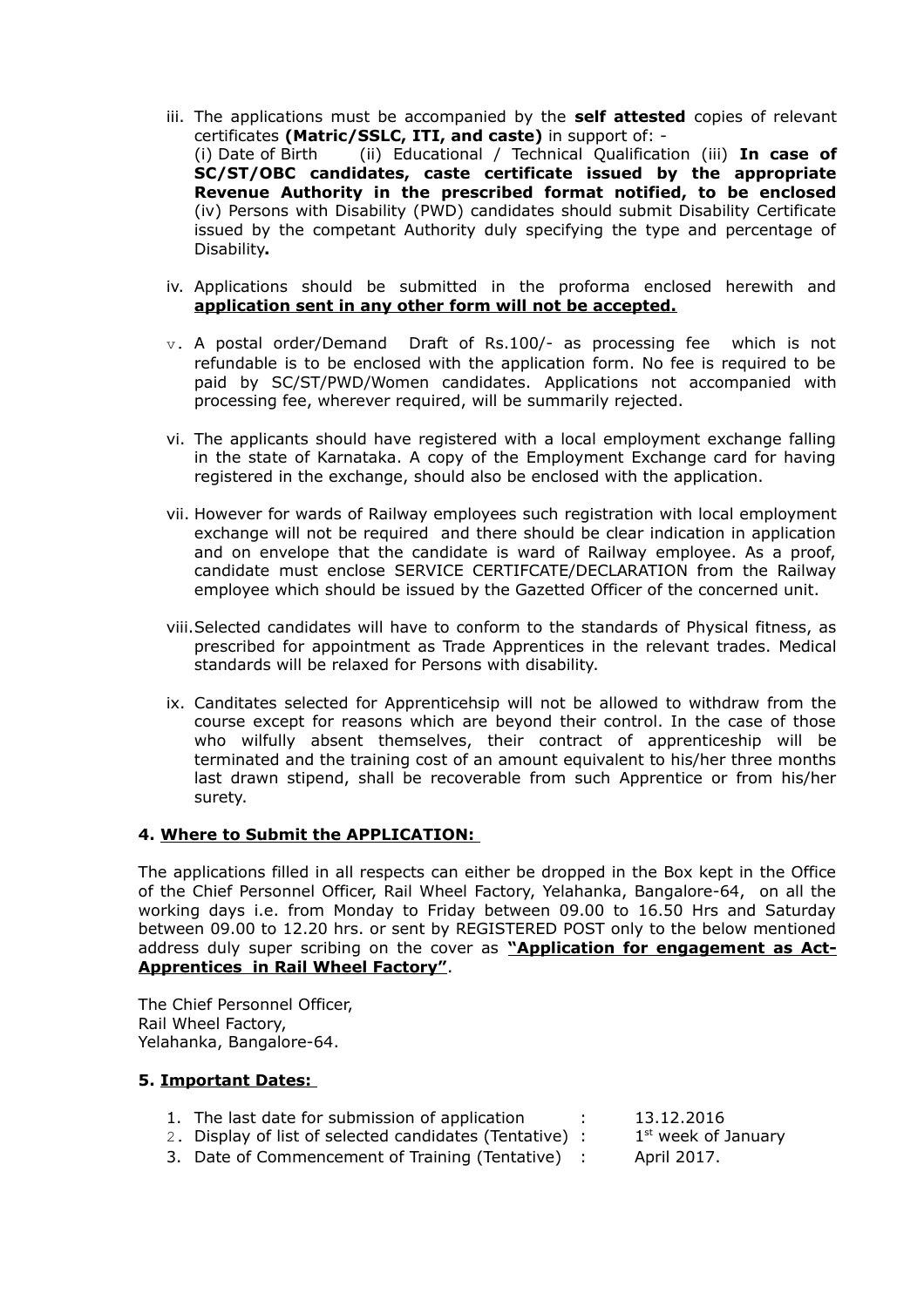iii. The applications must be accompanied by the **self attested** copies of relevant certificates **(Matric/SSLC, ITI, and caste)** in support of: -
(i) Date of Birth (ii) Educational / Technical Qualification (iii) **In case of SC/ST/OBC candidates, caste certificate issued by the appropriate Revenue Authority in the prescribed format notified, to be enclosed** (iv) Persons with Disability (PWD) candidates should submit Disability Certificate issued by the competant Authority duly specifying the type and percentage of Disability**.**

iv. Applications should be submitted in the proforma enclosed herewith and **application sent in any other form will not be accepted.**

v. A postal order/Demand Draft of Rs.100/- as processing fee which is not refundable is to be enclosed with the application form. No fee is required to be paid by SC/ST/PWD/Women candidates. Applications not accompanied with processing fee, wherever required, will be summarily rejected.

vi. The applicants should have registered with a local employment exchange falling in the state of Karnataka. A copy of the Employment Exchange card for having registered in the exchange, should also be enclosed with the application.

vii. However for wards of Railway employees such registration with local employment exchange will not be required and there should be clear indication in application and on envelope that the candidate is ward of Railway employee. As a proof, candidate must enclose SERVICE CERTIFCATE/DECLARATION from the Railway employee which should be issued by the Gazetted Officer of the concerned unit.

viii. Selected candidates will have to conform to the standards of Physical fitness, as prescribed for appointment as Trade Apprentices in the relevant trades. Medical standards will be relaxed for Persons with disability.

ix. Canditates selected for Apprenticehsip will not be allowed to withdraw from the course except for reasons which are beyond their control. In the case of those who wilfully absent themselves, their contract of apprenticeship will be terminated and the training cost of an amount equivalent to his/her three months last drawn stipend, shall be recoverable from such Apprentice or from his/her surety.

**4. Where to Submit the APPLICATION:**

The applications filled in all respects can either be dropped in the Box kept in the Office of the Chief Personnel Officer, Rail Wheel Factory, Yelahanka, Bangalore-64, on all the working days i.e. from Monday to Friday between 09.00 to 16.50 Hrs and Saturday between 09.00 to 12.20 hrs. or sent by REGISTERED POST only to the below mentioned address duly super scribing on the cover as **"Application for engagement as Act-Apprentices in Rail Wheel Factory"**.

The Chief Personnel Officer,
Rail Wheel Factory,
Yelahanka, Bangalore-64.

**5. Important Dates:**

1. The last date for submission of application : 13.12.2016
2. Display of list of selected candidates (Tentative) : 1st week of January
3. Date of Commencement of Training (Tentative) : April 2017.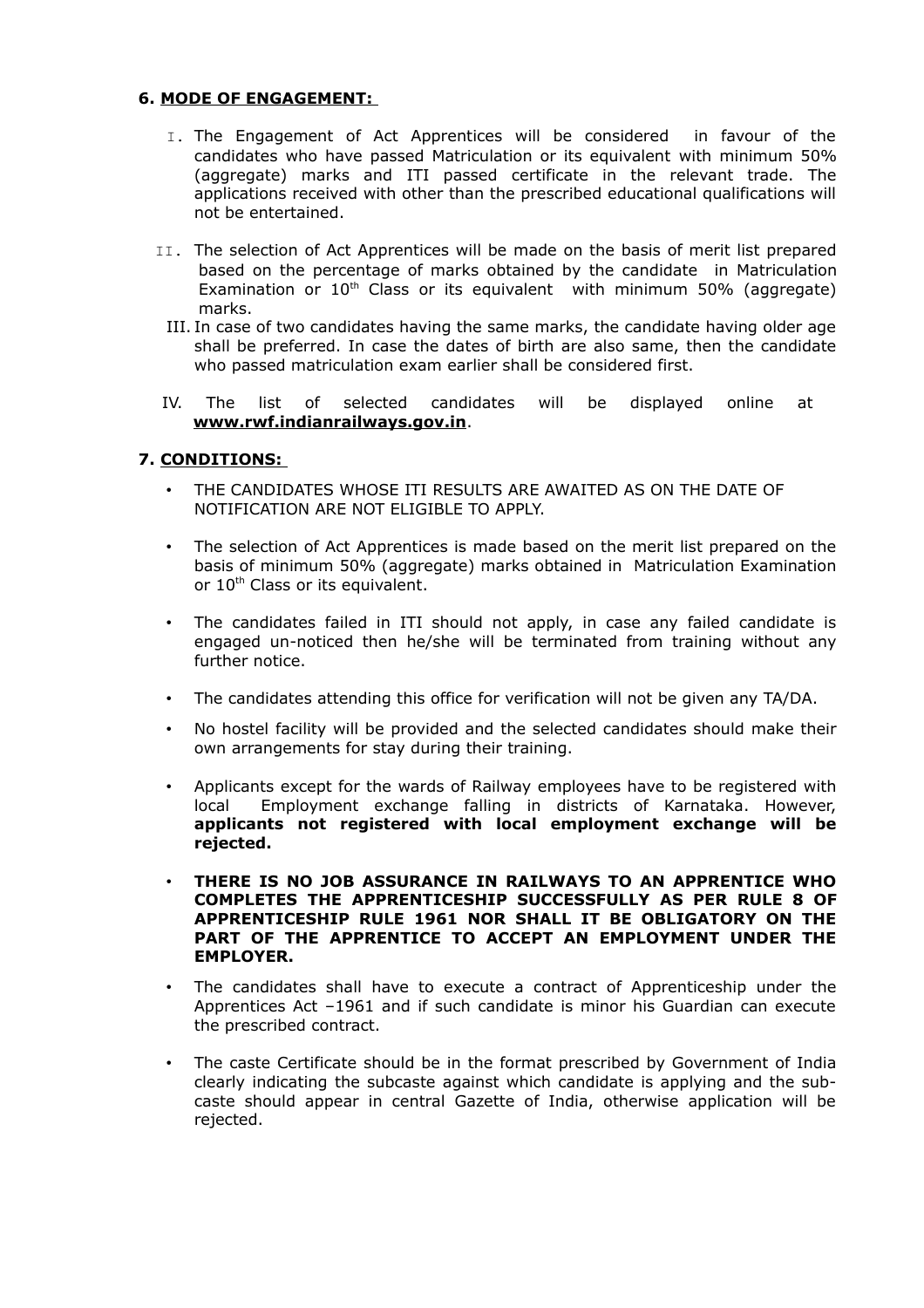## 6. <u>MODE OF ENGAGEMENT:</u>

I. The Engagement of Act Apprentices will be considered in favour of the candidates who have passed Matriculation or its equivalent with minimum 50% (aggregate) marks and ITI passed certificate in the relevant trade. The applications received with other than the prescribed educational qualifications will not be entertained.

II. The selection of Act Apprentices will be made on the basis of merit list prepared based on the percentage of marks obtained by the candidate in Matriculation Examination or 10th Class or its equivalent with minimum 50% (aggregate) marks.

III. In case of two candidates having the same marks, the candidate having older age shall be preferred. In case the dates of birth are also same, then the candidate who passed matriculation exam earlier shall be considered first.

IV. The list of selected candidates will be displayed online at **<u>www.rwf.indianrailways.gov.in</u>**.

## 7. <u>CONDITIONS:</u>

- THE CANDIDATES WHOSE ITI RESULTS ARE AWAITED AS ON THE DATE OF NOTIFICATION ARE NOT ELIGIBLE TO APPLY.
- The selection of Act Apprentices is made based on the merit list prepared on the basis of minimum 50% (aggregate) marks obtained in Matriculation Examination or 10th Class or its equivalent.
- The candidates failed in ITI should not apply, in case any failed candidate is engaged un-noticed then he/she will be terminated from training without any further notice.
- The candidates attending this office for verification will not be given any TA/DA.
- No hostel facility will be provided and the selected candidates should make their own arrangements for stay during their training.
- Applicants except for the wards of Railway employees have to be registered with local Employment exchange falling in districts of Karnataka. However, **applicants not registered with local employment exchange will be rejected.**
- **THERE IS NO JOB ASSURANCE IN RAILWAYS TO AN APPRENTICE WHO COMPLETES THE APPRENTICESHIP SUCCESSFULLY AS PER RULE 8 OF APPRENTICESHIP RULE 1961 NOR SHALL IT BE OBLIGATORY ON THE PART OF THE APPRENTICE TO ACCEPT AN EMPLOYMENT UNDER THE EMPLOYER.**
- The candidates shall have to execute a contract of Apprenticeship under the Apprentices Act –1961 and if such candidate is minor his Guardian can execute the prescribed contract.
- The caste Certificate should be in the format prescribed by Government of India clearly indicating the subcaste against which candidate is applying and the sub-caste should appear in central Gazette of India, otherwise application will be rejected.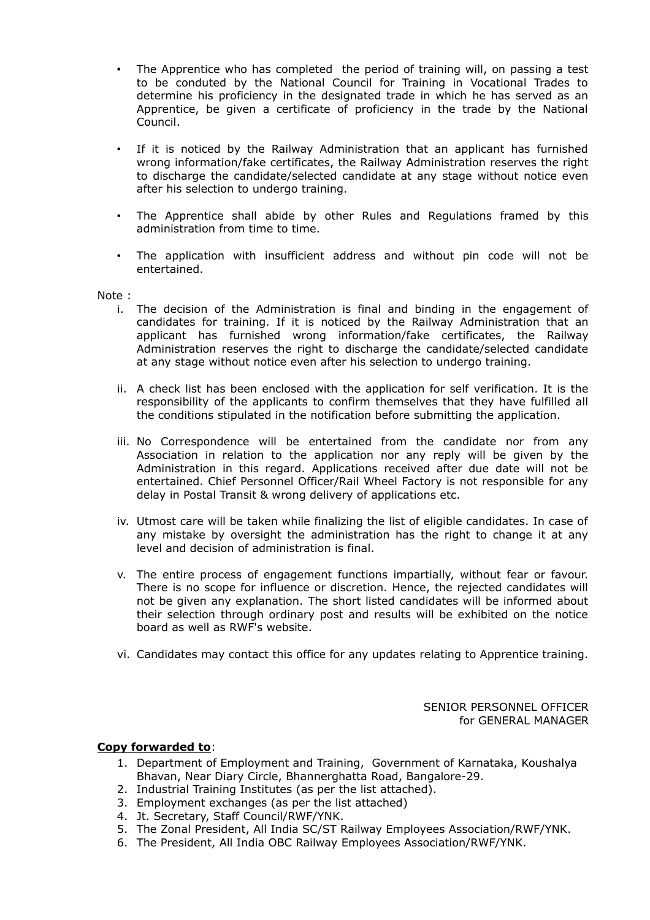- The Apprentice who has completed the period of training will, on passing a test to be conduted by the National Council for Training in Vocational Trades to determine his proficiency in the designated trade in which he has served as an Apprentice, be given a certificate of proficiency in the trade by the National Council.
- If it is noticed by the Railway Administration that an applicant has furnished wrong information/fake certificates, the Railway Administration reserves the right to discharge the candidate/selected candidate at any stage without notice even after his selection to undergo training.
- The Apprentice shall abide by other Rules and Regulations framed by this administration from time to time.
- The application with insufficient address and without pin code will not be entertained.

Note :

i. The decision of the Administration is final and binding in the engagement of candidates for training. If it is noticed by the Railway Administration that an applicant has furnished wrong information/fake certificates, the Railway Administration reserves the right to discharge the candidate/selected candidate at any stage without notice even after his selection to undergo training.

ii. A check list has been enclosed with the application for self verification. It is the responsibility of the applicants to confirm themselves that they have fulfilled all the conditions stipulated in the notification before submitting the application.

iii. No Correspondence will be entertained from the candidate nor from any Association in relation to the application nor any reply will be given by the Administration in this regard. Applications received after due date will not be entertained. Chief Personnel Officer/Rail Wheel Factory is not responsible for any delay in Postal Transit & wrong delivery of applications etc.

iv. Utmost care will be taken while finalizing the list of eligible candidates. In case of any mistake by oversight the administration has the right to change it at any level and decision of administration is final.

v. The entire process of engagement functions impartially, without fear or favour. There is no scope for influence or discretion. Hence, the rejected candidates will not be given any explanation. The short listed candidates will be informed about their selection through ordinary post and results will be exhibited on the notice board as well as RWF's website.

vi. Candidates may contact this office for any updates relating to Apprentice training.

SENIOR PERSONNEL OFFICER
for GENERAL MANAGER

**Copy forwarded to**:

1. Department of Employment and Training, Government of Karnataka, Koushalya Bhavan, Near Diary Circle, Bhannerghatta Road, Bangalore-29.
2. Industrial Training Institutes (as per the list attached).
3. Employment exchanges (as per the list attached)
4. Jt. Secretary, Staff Council/RWF/YNK.
5. The Zonal President, All India SC/ST Railway Employees Association/RWF/YNK.
6. The President, All India OBC Railway Employees Association/RWF/YNK.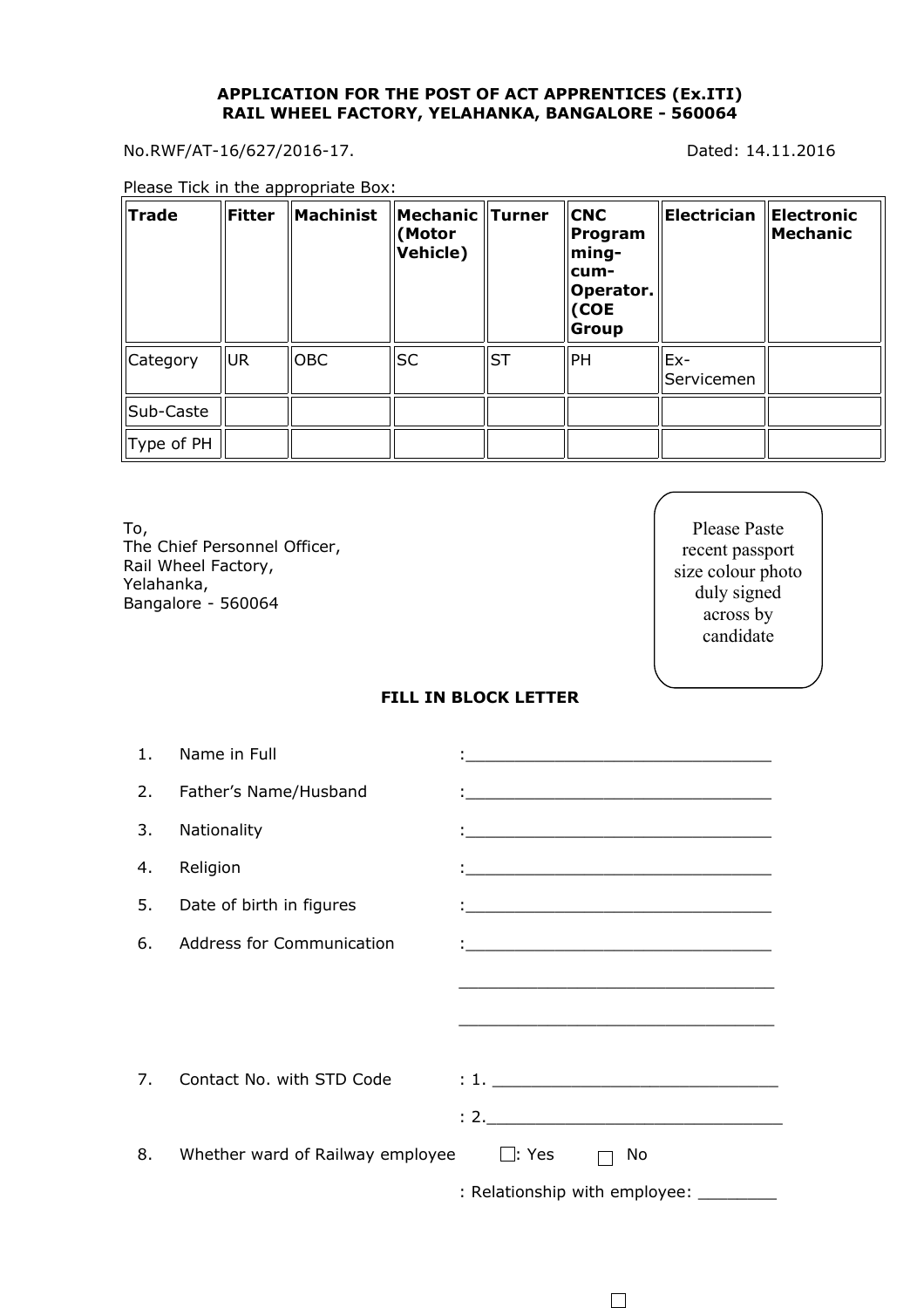**APPLICATION FOR THE POST OF ACT APPRENTICES (Ex.ITI)**
**RAIL WHEEL FACTORY, YELAHANKA, BANGALORE - 560064**

No.RWF/AT-16/627/2016-17. Dated: 14.11.2016

Please Tick in the appropriate Box:

| **Trade** | **Fitter** | **Machinist** | **Mechanic (Motor Vehicle)** | **Turner** | **CNC Programming-cum-Operator. (COE Group** | **Electrician** | **Electronic Mechanic** |
|---|---|---|---|---|---|---|---|
| Category | UR | OBC | SC | ST | PH | Ex-Servicemen | |
| Sub-Caste | | | | | | | |
| Type of PH | | | | | | | |

To,
The Chief Personnel Officer,
Rail Wheel Factory,
Yelahanka,
Bangalore - 560064

Please Paste recent passport size colour photo duly signed across by candidate

**FILL IN BLOCK LETTER**

1. Name in Full :_______________________________
2. Father's Name/Husband :_______________________________
3. Nationality :_______________________________
4. Religion :_______________________________
5. Date of birth in figures :_______________________________
6. Address for Communication :_______________________________
   _______________________________
   _______________________________
7. Contact No. with STD Code : 1. _____________________________
   : 2._____________________________
8. Whether ward of Railway employee ☐: Yes ☐ No
   : Relationship with employee: ________

☐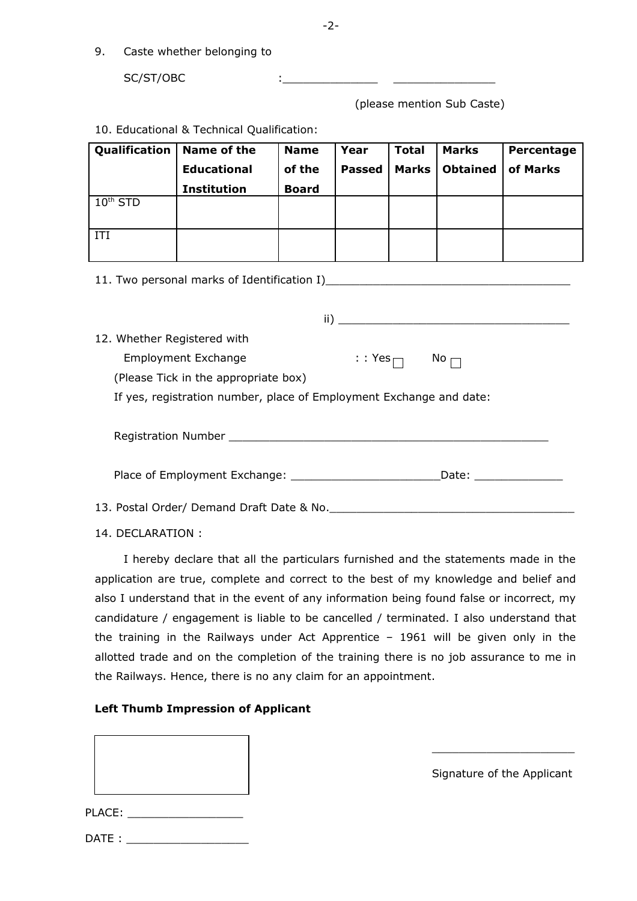9. Caste whether belonging to

SC/ST/OBC : ______________ _______________

(please mention Sub Caste)

10. Educational & Technical Qualification:

| Qualification | Name of the Educational Institution | Name of the Board | Year Passed | Total Marks | Marks Obtained | Percentage of Marks |
|---|---|---|---|---|---|---|
| $10^{th}$ STD | | | | | | |
| ITI | | | | | | |

11. Two personal marks of Identification I)____________________________________

ii) __________________________________

12. Whether Registered with

Employment Exchange : : Yes ☐ No ☐

(Please Tick in the appropriate box)

If yes, registration number, place of Employment Exchange and date:

Registration Number ________________________________________________

Place of Employment Exchange: _____________________Date: _____________

13. Postal Order/ Demand Draft Date & No._____________________________________

14. DECLARATION :

I hereby declare that all the particulars furnished and the statements made in the application are true, complete and correct to the best of my knowledge and belief and also I understand that in the event of any information being found false or incorrect, my candidature / engagement is liable to be cancelled / terminated. I also understand that the training in the Railways under Act Apprentice – 1961 will be given only in the allotted trade and on the completion of the training there is no job assurance to me in the Railways. Hence, there is no any claim for an appointment.

**Left Thumb Impression of Applicant**

_____________________

Signature of the Applicant

PLACE: _________________

DATE : __________________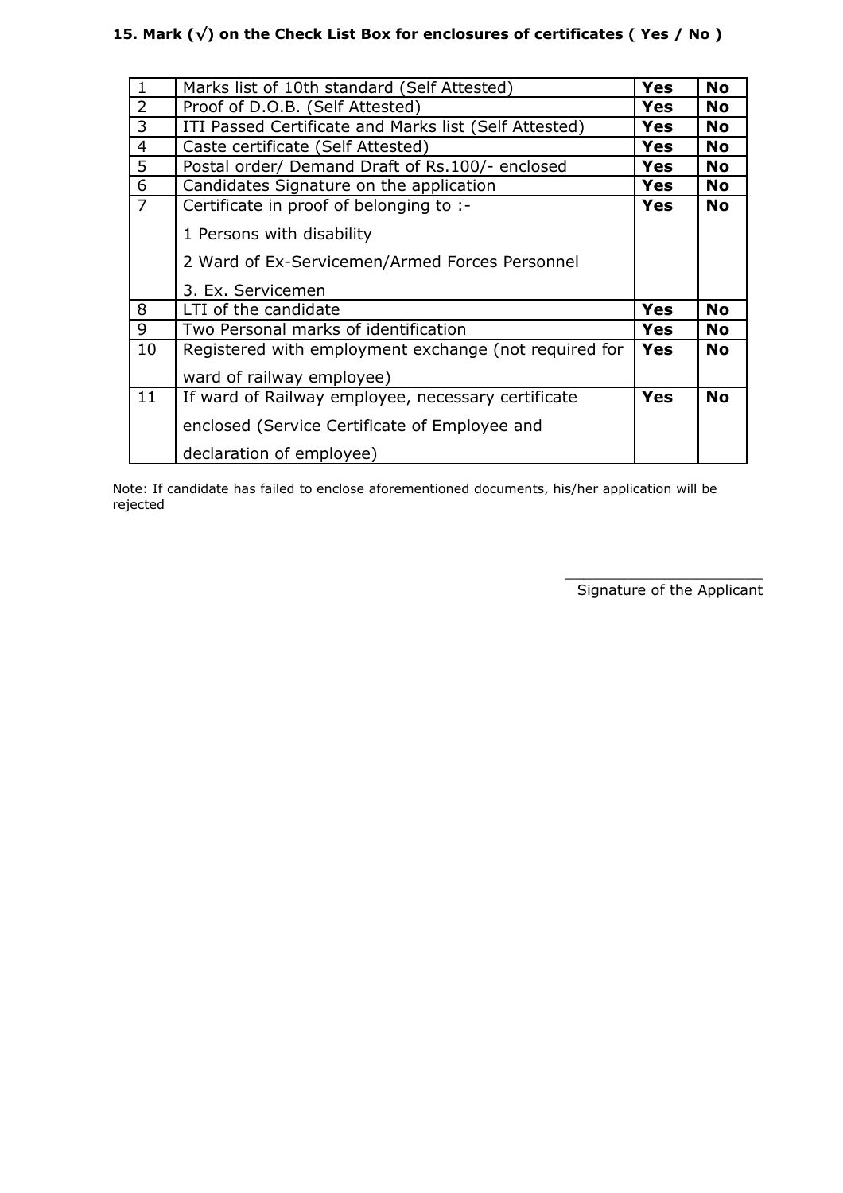**15. Mark (√) on the Check List Box for enclosures of certificates ( Yes / No )**

| | | | |
|---|---|---|---|
| 1 | Marks list of 10th standard (Self Attested) | **Yes** | **No** |
| 2 | Proof of D.O.B. (Self Attested) | **Yes** | **No** |
| 3 | ITI Passed Certificate and Marks list (Self Attested) | **Yes** | **No** |
| 4 | Caste certificate (Self Attested) | **Yes** | **No** |
| 5 | Postal order/ Demand Draft of Rs.100/- enclosed | **Yes** | **No** |
| 6 | Candidates Signature on the application | **Yes** | **No** |
| 7 | Certificate in proof of belonging to :-<br>1 Persons with disability<br>2 Ward of Ex-Servicemen/Armed Forces Personnel<br>3. Ex. Servicemen | **Yes** | **No** |
| 8 | LTI of the candidate | **Yes** | **No** |
| 9 | Two Personal marks of identification | **Yes** | **No** |
| 10 | Registered with employment exchange (not required for ward of railway employee) | **Yes** | **No** |
| 11 | If ward of Railway employee, necessary certificate enclosed (Service Certificate of Employee and declaration of employee) | **Yes** | **No** |

Note: If candidate has failed to enclose aforementioned documents, his/her application will be rejected

______________________

Signature of the Applicant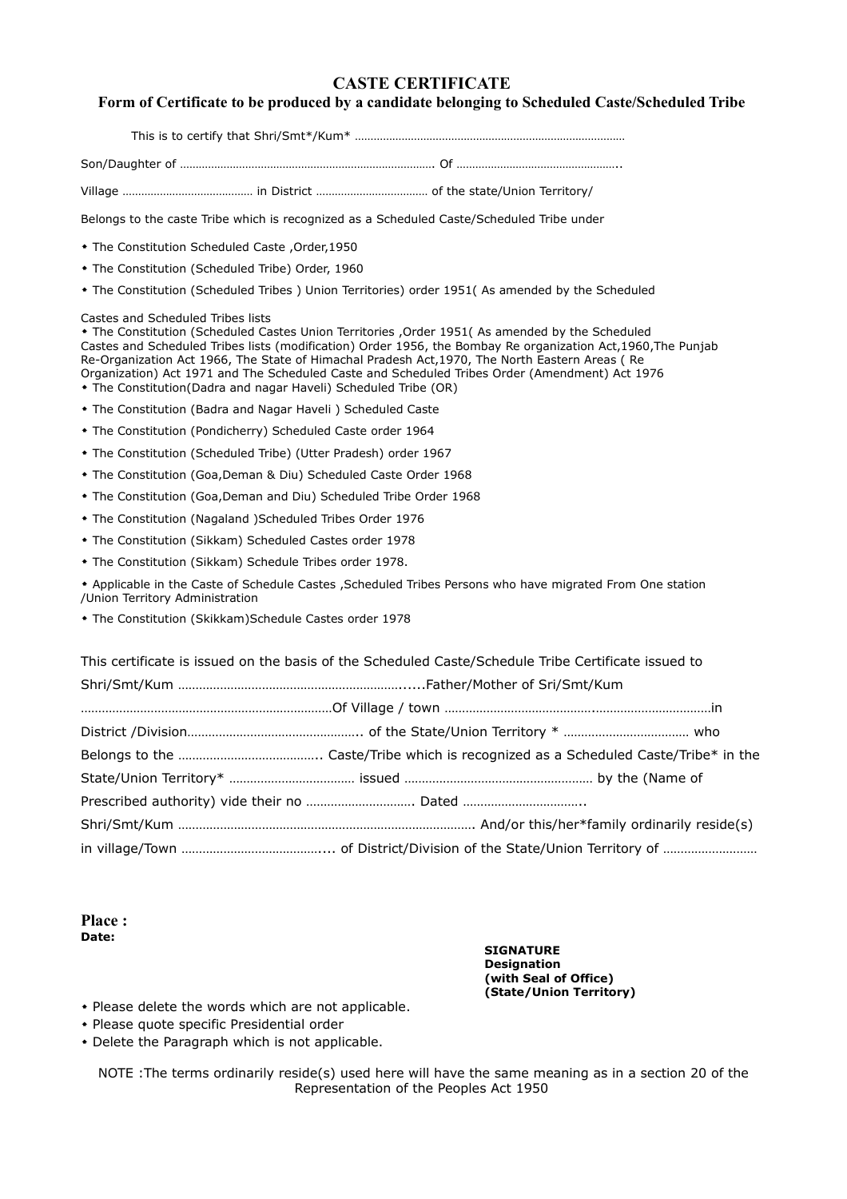# CASTE CERTIFICATE

## Form of Certificate to be produced by a candidate belonging to Scheduled Caste/Scheduled Tribe

This is to certify that Shri/Smt*/Kum* ……………………………………………………………………………

Son/Daughter of ……………………………………………………………………. Of ……………………………………………..

Village …………………………………… in District ……………………………… of the state/Union Territory/

Belongs to the caste Tribe which is recognized as a Scheduled Caste/Scheduled Tribe under

- The Constitution Scheduled Caste ,Order,1950
- The Constitution (Scheduled Tribe) Order, 1960
- The Constitution (Scheduled Tribes ) Union Territories) order 1951( As amended by the Scheduled

Castes and Scheduled Tribes lists

- The Constitution (Scheduled Castes Union Territories ,Order 1951( As amended by the Scheduled Castes and Scheduled Tribes lists (modification) Order 1956, the Bombay Re organization Act,1960,The Punjab Re-Organization Act 1966, The State of Himachal Pradesh Act,1970, The North Eastern Areas ( Re Organization) Act 1971 and The Scheduled Caste and Scheduled Tribes Order (Amendment) Act 1976
- The Constitution(Dadra and nagar Haveli) Scheduled Tribe (OR)
- The Constitution (Badra and Nagar Haveli ) Scheduled Caste
- The Constitution (Pondicherry) Scheduled Caste order 1964
- The Constitution (Scheduled Tribe) (Utter Pradesh) order 1967
- The Constitution (Goa,Deman & Diu) Scheduled Caste Order 1968
- The Constitution (Goa,Deman and Diu) Scheduled Tribe Order 1968
- The Constitution (Nagaland )Scheduled Tribes Order 1976
- The Constitution (Sikkam) Scheduled Castes order 1978
- The Constitution (Sikkam) Schedule Tribes order 1978.
- Applicable in the Caste of Schedule Castes ,Scheduled Tribes Persons who have migrated From One station /Union Territory Administration
- The Constitution (Skikkam)Schedule Castes order 1978

This certificate is issued on the basis of the Scheduled Caste/Schedule Tribe Certificate issued to Shri/Smt/Kum ………………………………………………………......Father/Mother of Sri/Smt/Kum ………………………………………………………………Of Village / town …………………………………..……………………………in District /Division………………………………………….. of the State/Union Territory * ……………………………… who Belongs to the ………………………………….. Caste/Tribe which is recognized as a Scheduled Caste/Tribe* in the State/Union Territory* ……………………………… issued ……………………………………………… by the (Name of Prescribed authority) vide their no …………………………. Dated ……………………………..
Shri/Smt/Kum …………………………………………………………………………. And/or this/her*family ordinarily reside(s) in village/Town …………………………………... of District/Division of the State/Union Territory of ………………………

**Place :**
**Date:**

**SIGNATURE**
**Designation**
**(with Seal of Office)**
**(State/Union Territory)**

- Please delete the words which are not applicable.
- Please quote specific Presidential order
- Delete the Paragraph which is not applicable.

NOTE :The terms ordinarily reside(s) used here will have the same meaning as in a section 20 of the Representation of the Peoples Act 1950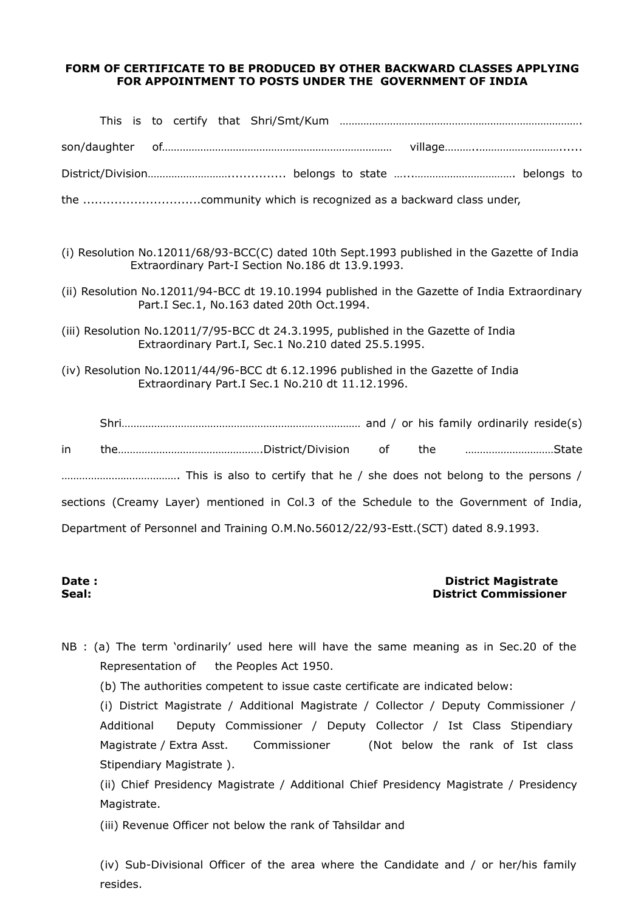**FORM OF CERTIFICATE TO BE PRODUCED BY OTHER BACKWARD CLASSES APPLYING FOR APPOINTMENT TO POSTS UNDER THE GOVERNMENT OF INDIA**

This is to certify that Shri/Smt/Kum ………………………………………………………………………. son/daughter of…………………………………………………………………… village………..………………………...... District/Division……………………............... belongs to state …...……………………………. belongs to the ..............................community which is recognized as a backward class under,

(i) Resolution No.12011/68/93-BCC(C) dated 10th Sept.1993 published in the Gazette of India Extraordinary Part-I Section No.186 dt 13.9.1993.

(ii) Resolution No.12011/94-BCC dt 19.10.1994 published in the Gazette of India Extraordinary Part.I Sec.1, No.163 dated 20th Oct.1994.

(iii) Resolution No.12011/7/95-BCC dt 24.3.1995, published in the Gazette of India Extraordinary Part.I, Sec.1 No.210 dated 25.5.1995.

(iv) Resolution No.12011/44/96-BCC dt 6.12.1996 published in the Gazette of India Extraordinary Part.I Sec.1 No.210 dt 11.12.1996.

Shri……………………………………………………………………… and / or his family ordinarily reside(s) in the………………………………………….District/Division of the …………………………State …………………………………. This is also to certify that he / she does not belong to the persons / sections (Creamy Layer) mentioned in Col.3 of the Schedule to the Government of India, Department of Personnel and Training O.M.No.56012/22/93-Estt.(SCT) dated 8.9.1993.

**Date :** **District Magistrate**
**Seal:** **District Commissioner**

NB : (a) The term 'ordinarily' used here will have the same meaning as in Sec.20 of the Representation of the Peoples Act 1950.

(b) The authorities competent to issue caste certificate are indicated below:

(i) District Magistrate / Additional Magistrate / Collector / Deputy Commissioner / Additional Deputy Commissioner / Deputy Collector / Ist Class Stipendiary Magistrate / Extra Asst. Commissioner (Not below the rank of Ist class Stipendiary Magistrate ).

(ii) Chief Presidency Magistrate / Additional Chief Presidency Magistrate / Presidency Magistrate.

(iii) Revenue Officer not below the rank of Tahsildar and

(iv) Sub-Divisional Officer of the area where the Candidate and / or her/his family resides.